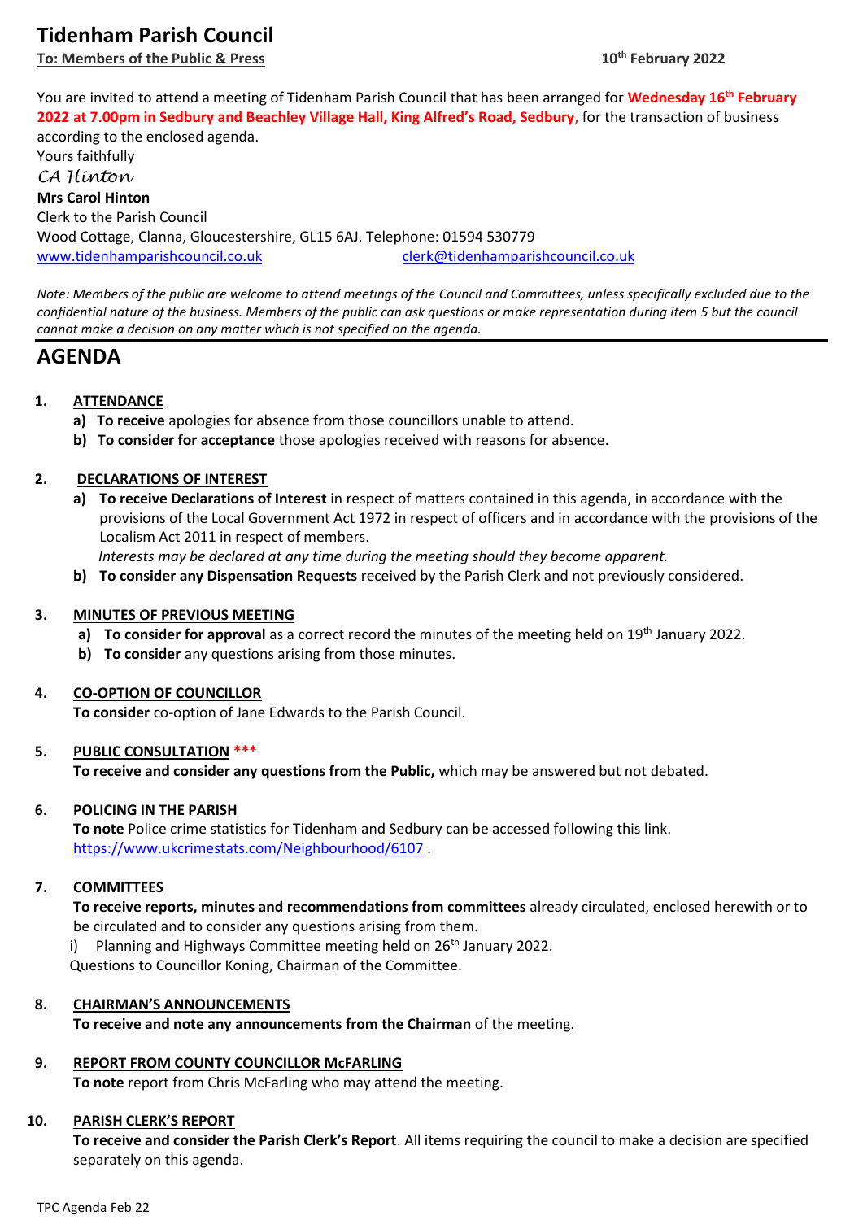# Tidenham Parish Council

**To: Members of the Public & Press** **10th February 2022**

You are invited to attend a meeting of Tidenham Parish Council that has been arranged for **Wednesday 16th February 2022 at 7.00pm in Sedbury and Beachley Village Hall, King Alfred's Road, Sedbury**, for the transaction of business according to the enclosed agenda.

Yours faithfully

*CA Hinton*

**Mrs Carol Hinton**

Clerk to the Parish Council

Wood Cottage, Clanna, Gloucestershire, GL15 6AJ. Telephone: 01594 530779

www.tidenhamparishcouncil.co.uk clerk@tidenhamparishcouncil.co.uk

*Note: Members of the public are welcome to attend meetings of the Council and Committees, unless specifically excluded due to the confidential nature of the business. Members of the public can ask questions or make representation during item 5 but the council cannot make a decision on any matter which is not specified on the agenda.*

---

## AGENDA

**1. ATTENDANCE**

- a) **To receive** apologies for absence from those councillors unable to attend.
- b) **To consider for acceptance** those apologies received with reasons for absence.

**2. DECLARATIONS OF INTEREST**

- a) **To receive Declarations of Interest** in respect of matters contained in this agenda, in accordance with the provisions of the Local Government Act 1972 in respect of officers and in accordance with the provisions of the Localism Act 2011 in respect of members.
  *Interests may be declared at any time during the meeting should they become apparent.*
- b) **To consider any Dispensation Requests** received by the Parish Clerk and not previously considered.

**3. MINUTES OF PREVIOUS MEETING**

- a) **To consider for approval** as a correct record the minutes of the meeting held on 19th January 2022.
- b) **To consider** any questions arising from those minutes.

**4. CO-OPTION OF COUNCILLOR**

**To consider** co-option of Jane Edwards to the Parish Council.

**5. PUBLIC CONSULTATION *****

**To receive and consider any questions from the Public,** which may be answered but not debated.

**6. POLICING IN THE PARISH**

**To note** Police crime statistics for Tidenham and Sedbury can be accessed following this link. https://www.ukcrimestats.com/Neighbourhood/6107 .

**7. COMMITTEES**

**To receive reports, minutes and recommendations from committees** already circulated, enclosed herewith or to be circulated and to consider any questions arising from them.

i) Planning and Highways Committee meeting held on 26th January 2022.

Questions to Councillor Koning, Chairman of the Committee.

**8. CHAIRMAN'S ANNOUNCEMENTS**

**To receive and note any announcements from the Chairman** of the meeting.

**9. REPORT FROM COUNTY COUNCILLOR McFARLING**

**To note** report from Chris McFarling who may attend the meeting.

**10. PARISH CLERK'S REPORT**

**To receive and consider the Parish Clerk's Report**. All items requiring the council to make a decision are specified separately on this agenda.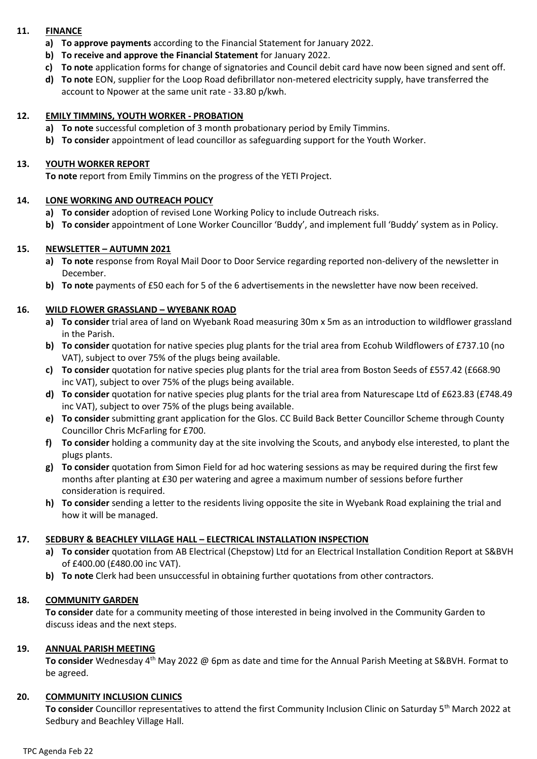11. **FINANCE**
    a) **To approve payments** according to the Financial Statement for January 2022.
    b) **To receive and approve the Financial Statement** for January 2022.
    c) **To note** application forms for change of signatories and Council debit card have now been signed and sent off.
    d) **To note** EON, supplier for the Loop Road defibrillator non-metered electricity supply, have transferred the account to Npower at the same unit rate - 33.80 p/kwh.

12. **EMILY TIMMINS, YOUTH WORKER - PROBATION**
    a) **To note** successful completion of 3 month probationary period by Emily Timmins.
    b) **To consider** appointment of lead councillor as safeguarding support for the Youth Worker.

13. **YOUTH WORKER REPORT**
    **To note** report from Emily Timmins on the progress of the YETI Project.

14. **LONE WORKING AND OUTREACH POLICY**
    a) **To consider** adoption of revised Lone Working Policy to include Outreach risks.
    b) **To consider** appointment of Lone Worker Councillor 'Buddy', and implement full 'Buddy' system as in Policy.

15. **NEWSLETTER – AUTUMN 2021**
    a) **To note** response from Royal Mail Door to Door Service regarding reported non-delivery of the newsletter in December.
    b) **To note** payments of £50 each for 5 of the 6 advertisements in the newsletter have now been received.

16. **WILD FLOWER GRASSLAND – WYEBANK ROAD**
    a) **To consider** trial area of land on Wyebank Road measuring 30m x 5m as an introduction to wildflower grassland in the Parish.
    b) **To consider** quotation for native species plug plants for the trial area from Ecohub Wildflowers of £737.10 (no VAT), subject to over 75% of the plugs being available.
    c) **To consider** quotation for native species plug plants for the trial area from Boston Seeds of £557.42 (£668.90 inc VAT), subject to over 75% of the plugs being available.
    d) **To consider** quotation for native species plug plants for the trial area from Naturescape Ltd of £623.83 (£748.49 inc VAT), subject to over 75% of the plugs being available.
    e) **To consider** submitting grant application for the Glos. CC Build Back Better Councillor Scheme through County Councillor Chris McFarling for £700.
    f) **To consider** holding a community day at the site involving the Scouts, and anybody else interested, to plant the plugs plants.
    g) **To consider** quotation from Simon Field for ad hoc watering sessions as may be required during the first few months after planting at £30 per watering and agree a maximum number of sessions before further consideration is required.
    h) **To consider** sending a letter to the residents living opposite the site in Wyebank Road explaining the trial and how it will be managed.

17. **SEDBURY & BEACHLEY VILLAGE HALL – ELECTRICAL INSTALLATION INSPECTION**
    a) **To consider** quotation from AB Electrical (Chepstow) Ltd for an Electrical Installation Condition Report at S&BVH of £400.00 (£480.00 inc VAT).
    b) **To note** Clerk had been unsuccessful in obtaining further quotations from other contractors.

18. **COMMUNITY GARDEN**
    **To consider** date for a community meeting of those interested in being involved in the Community Garden to discuss ideas and the next steps.

19. **ANNUAL PARISH MEETING**
    **To consider** Wednesday 4th May 2022 @ 6pm as date and time for the Annual Parish Meeting at S&BVH. Format to be agreed.

20. **COMMUNITY INCLUSION CLINICS**
    **To consider** Councillor representatives to attend the first Community Inclusion Clinic on Saturday 5th March 2022 at Sedbury and Beachley Village Hall.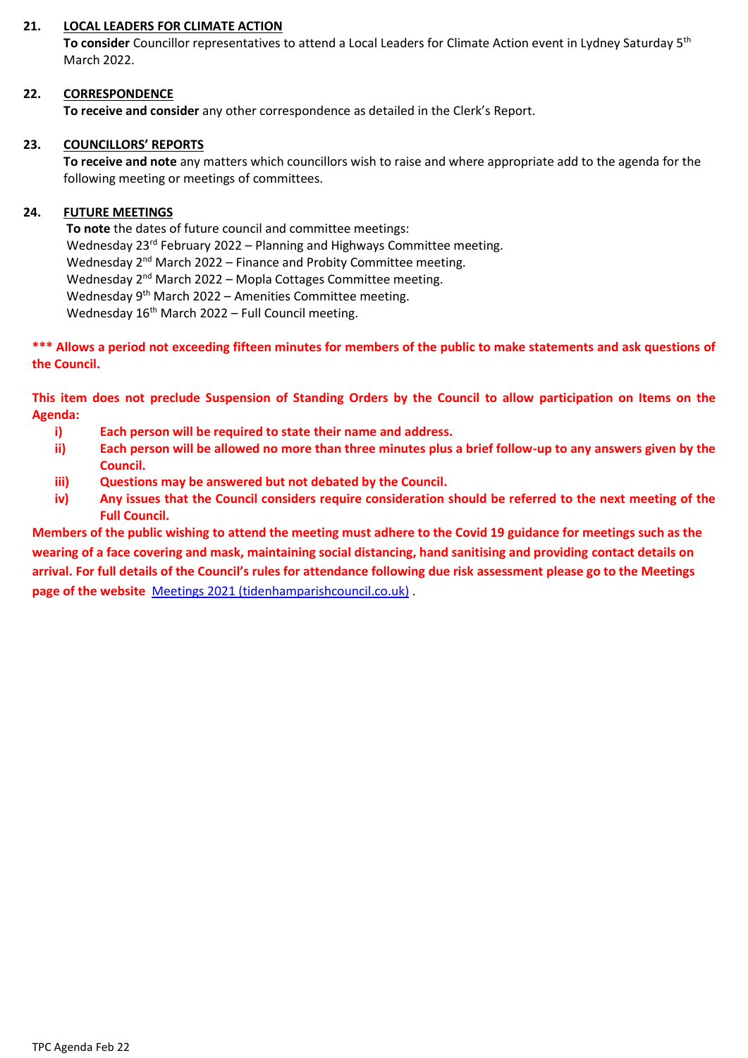**21. LOCAL LEADERS FOR CLIMATE ACTION**

**To consider** Councillor representatives to attend a Local Leaders for Climate Action event in Lydney Saturday 5th March 2022.

**22. CORRESPONDENCE**

**To receive and consider** any other correspondence as detailed in the Clerk's Report.

**23. COUNCILLORS' REPORTS**

**To receive and note** any matters which councillors wish to raise and where appropriate add to the agenda for the following meeting or meetings of committees.

**24. FUTURE MEETINGS**

**To note** the dates of future council and committee meetings:
Wednesday 23rd February 2022 – Planning and Highways Committee meeting.
Wednesday 2nd March 2022 – Finance and Probity Committee meeting.
Wednesday 2nd March 2022 – Mopla Cottages Committee meeting.
Wednesday 9th March 2022 – Amenities Committee meeting.
Wednesday 16th March 2022 – Full Council meeting.

**\*\*\* Allows a period not exceeding fifteen minutes for members of the public to make statements and ask questions of the Council.**

**This item does not preclude Suspension of Standing Orders by the Council to allow participation on Items on the Agenda:**

- **i) Each person will be required to state their name and address.**
- **ii) Each person will be allowed no more than three minutes plus a brief follow-up to any answers given by the Council.**
- **iii) Questions may be answered but not debated by the Council.**
- **iv) Any issues that the Council considers require consideration should be referred to the next meeting of the Full Council.**

**Members of the public wishing to attend the meeting must adhere to the Covid 19 guidance for meetings such as the wearing of a face covering and mask, maintaining social distancing, hand sanitising and providing contact details on arrival. For full details of the Council's rules for attendance following due risk assessment please go to the Meetings page of the website** [Meetings 2021 (tidenhamparishcouncil.co.uk)](tidenhamparishcouncil.co.uk) .